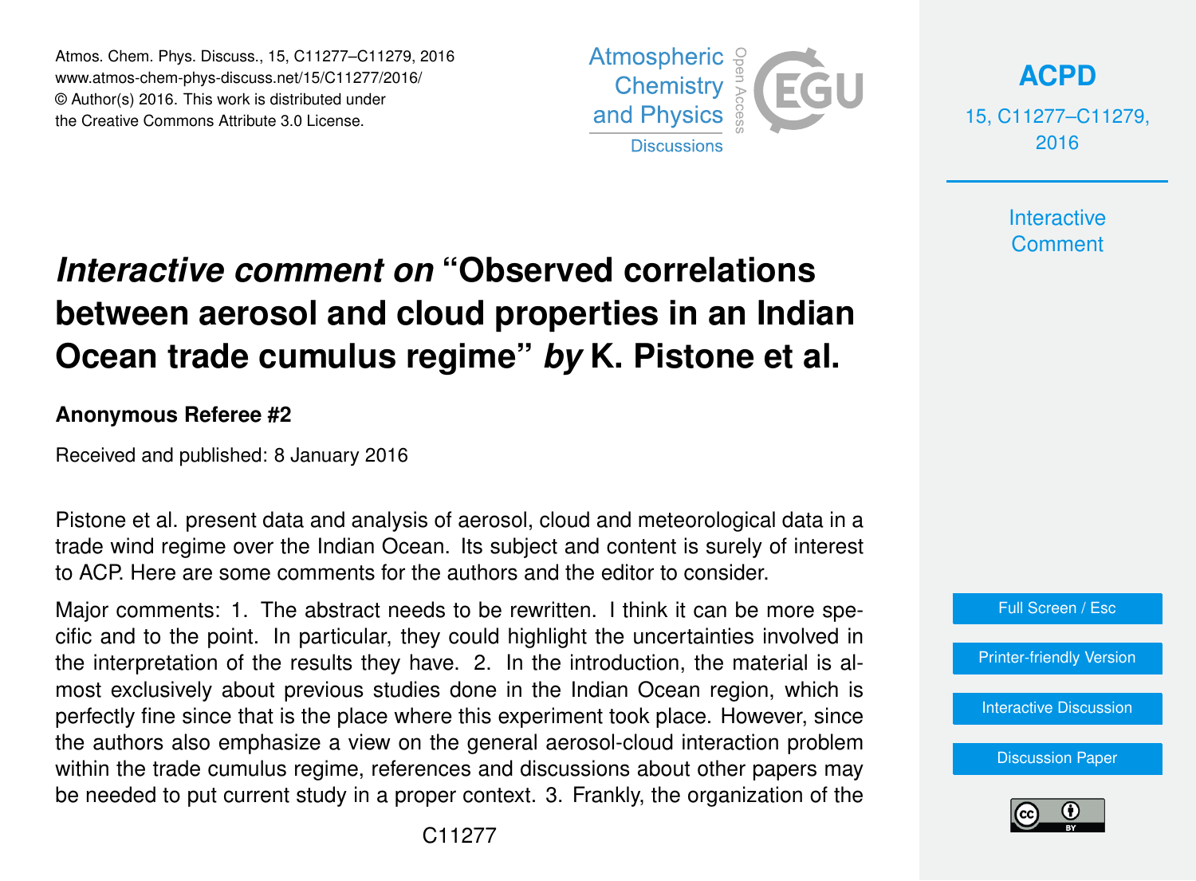# *Interactive comment on* "Observed correlations between aerosol and cloud properties in an Indian Ocean trade cumulus regime" *by* K. Pistone et al.

**Anonymous Referee #2**

Received and published: 8 January 2016

Pistone et al. present data and analysis of aerosol, cloud and meteorological data in a trade wind regime over the Indian Ocean. Its subject and content is surely of interest to ACP. Here are some comments for the authors and the editor to consider.

Major comments: 1. The abstract needs to be rewritten. I think it can be more specific and to the point. In particular, they could highlight the uncertainties involved in the interpretation of the results they have. 2. In the introduction, the material is almost exclusively about previous studies done in the Indian Ocean region, which is perfectly fine since that is the place where this experiment took place. However, since the authors also emphasize a view on the general aerosol-cloud interaction problem within the trade cumulus regime, references and discussions about other papers may be needed to put current study in a proper context. 3. Frankly, the organization of the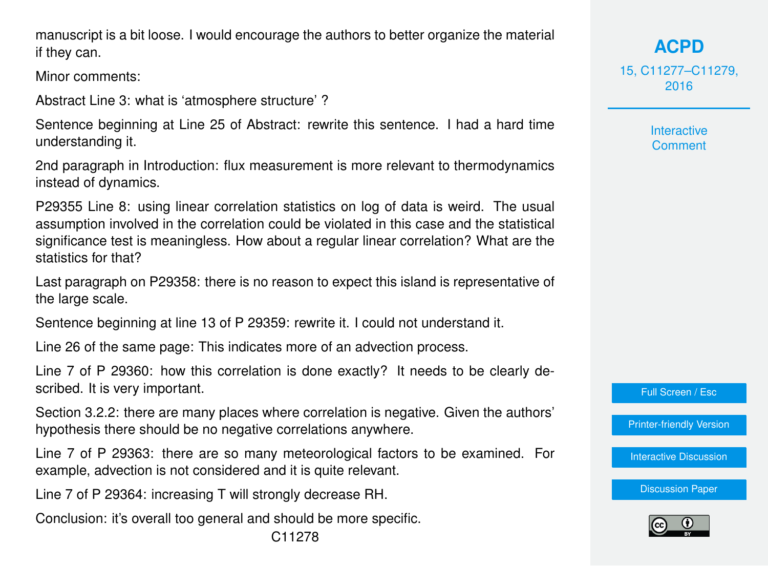manuscript is a bit loose. I would encourage the authors to better organize the material if they can.

Minor comments:

Abstract Line 3: what is 'atmosphere structure' ?

Sentence beginning at Line 25 of Abstract: rewrite this sentence. I had a hard time understanding it.

2nd paragraph in Introduction: flux measurement is more relevant to thermodynamics instead of dynamics.

P29355 Line 8: using linear correlation statistics on log of data is weird. The usual assumption involved in the correlation could be violated in this case and the statistical significance test is meaningless. How about a regular linear correlation? What are the statistics for that?

Last paragraph on P29358: there is no reason to expect this island is representative of the large scale.

Sentence beginning at line 13 of P 29359: rewrite it. I could not understand it.

Line 26 of the same page: This indicates more of an advection process.

Line 7 of P 29360: how this correlation is done exactly? It needs to be clearly described. It is very important.

Section 3.2.2: there are many places where correlation is negative. Given the authors' hypothesis there should be no negative correlations anywhere.

Line 7 of P 29363: there are so many meteorological factors to be examined. For example, advection is not considered and it is quite relevant.

Line 7 of P 29364: increasing T will strongly decrease RH.

Conclusion: it's overall too general and should be more specific.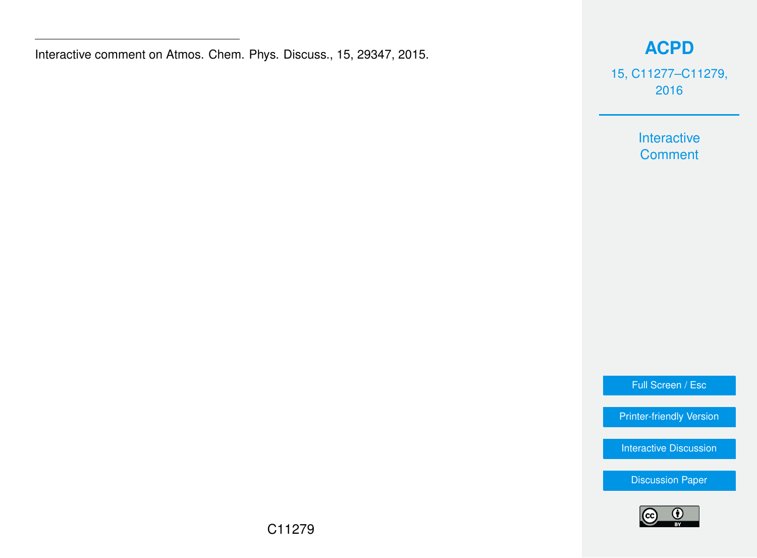Interactive comment on Atmos. Chem. Phys. Discuss., 15, 29347, 2015.